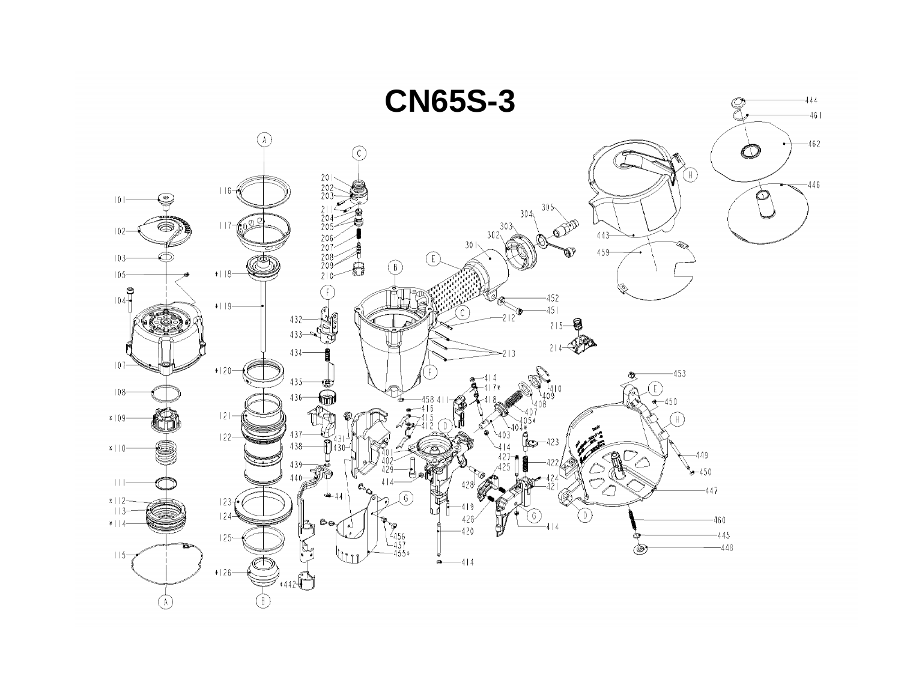# CN65S-3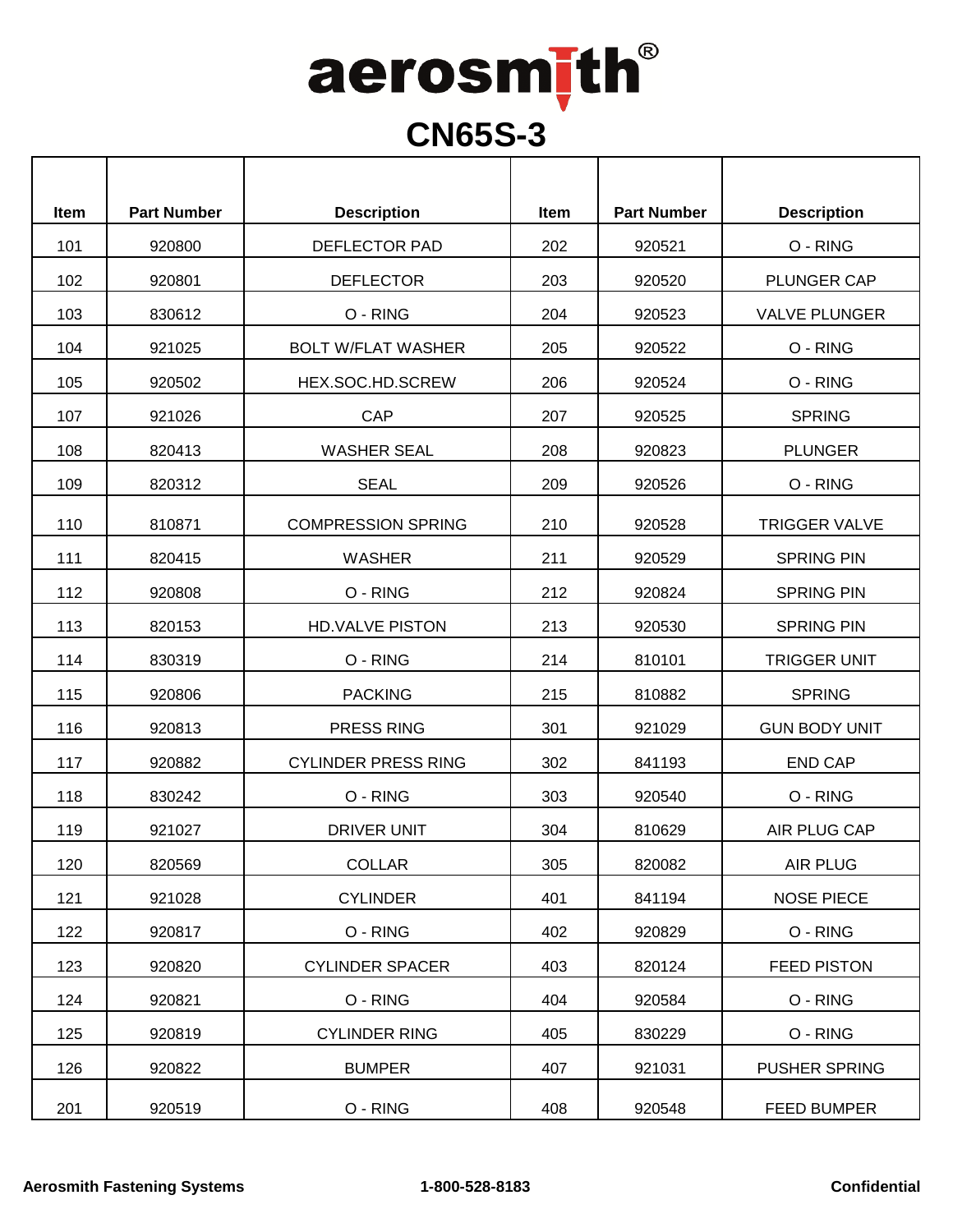# aerosmith®

## CN65S-3

| Item | Part Number | Description | Item | Part Number | Description |
|---|---|---|---|---|---|
| 101 | 920800 | DEFLECTOR PAD | 202 | 920521 | O - RING |
| 102 | 920801 | DEFLECTOR | 203 | 920520 | PLUNGER CAP |
| 103 | 830612 | O - RING | 204 | 920523 | VALVE PLUNGER |
| 104 | 921025 | BOLT W/FLAT WASHER | 205 | 920522 | O - RING |
| 105 | 920502 | HEX.SOC.HD.SCREW | 206 | 920524 | O - RING |
| 107 | 921026 | CAP | 207 | 920525 | SPRING |
| 108 | 820413 | WASHER SEAL | 208 | 920823 | PLUNGER |
| 109 | 820312 | SEAL | 209 | 920526 | O - RING |
| 110 | 810871 | COMPRESSION SPRING | 210 | 920528 | TRIGGER VALVE |
| 111 | 820415 | WASHER | 211 | 920529 | SPRING PIN |
| 112 | 920808 | O - RING | 212 | 920824 | SPRING PIN |
| 113 | 820153 | HD.VALVE PISTON | 213 | 920530 | SPRING PIN |
| 114 | 830319 | O - RING | 214 | 810101 | TRIGGER UNIT |
| 115 | 920806 | PACKING | 215 | 810882 | SPRING |
| 116 | 920813 | PRESS RING | 301 | 921029 | GUN BODY UNIT |
| 117 | 920882 | CYLINDER PRESS RING | 302 | 841193 | END CAP |
| 118 | 830242 | O - RING | 303 | 920540 | O - RING |
| 119 | 921027 | DRIVER UNIT | 304 | 810629 | AIR PLUG CAP |
| 120 | 820569 | COLLAR | 305 | 820082 | AIR PLUG |
| 121 | 921028 | CYLINDER | 401 | 841194 | NOSE PIECE |
| 122 | 920817 | O - RING | 402 | 920829 | O - RING |
| 123 | 920820 | CYLINDER SPACER | 403 | 820124 | FEED PISTON |
| 124 | 920821 | O - RING | 404 | 920584 | O - RING |
| 125 | 920819 | CYLINDER RING | 405 | 830229 | O - RING |
| 126 | 920822 | BUMPER | 407 | 921031 | PUSHER SPRING |
| 201 | 920519 | O - RING | 408 | 920548 | FEED BUMPER |

**Aerosmith Fastening Systems** **1-800-528-8183** **Confidential**